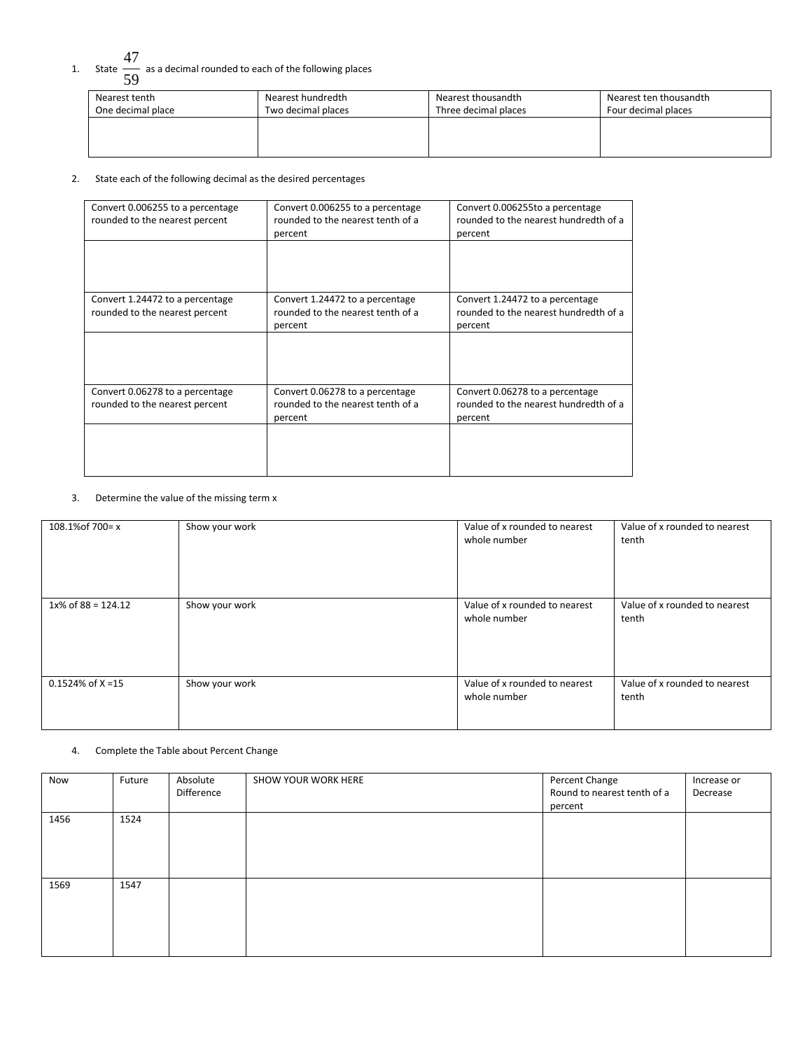1. State $\frac{47}{59}$ as a decimal rounded to each of the following places

| Nearest tenth<br>One decimal place | Nearest hundredth<br>Two decimal places | Nearest thousandth<br>Three decimal places | Nearest ten thousandth<br>Four decimal places |
|---|---|---|---|
| | | | |

2. State each of the following decimal as the desired percentages

| Convert 0.006255 to a percentage rounded to the nearest percent | Convert 0.006255 to a percentage rounded to the nearest tenth of a percent | Convert 0.006255to a percentage rounded to the nearest hundredth of a percent |
|---|---|---|
| | | |
| Convert 1.24472 to a percentage rounded to the nearest percent | Convert 1.24472 to a percentage rounded to the nearest tenth of a percent | Convert 1.24472 to a percentage rounded to the nearest hundredth of a percent |
| | | |
| Convert 0.06278 to a percentage rounded to the nearest percent | Convert 0.06278 to a percentage rounded to the nearest tenth of a percent | Convert 0.06278 to a percentage rounded to the nearest hundredth of a percent |
| | | |

3. Determine the value of the missing term x

| | | | |
|---|---|---|---|
| 108.1%of 700= x | Show your work | Value of x rounded to nearest whole number | Value of x rounded to nearest tenth |
| 1x% of 88 = 124.12 | Show your work | Value of x rounded to nearest whole number | Value of x rounded to nearest tenth |
| 0.1524% of X =15 | Show your work | Value of x rounded to nearest whole number | Value of x rounded to nearest tenth |

4. Complete the Table about Percent Change

| Now | Future | Absolute Difference | SHOW YOUR WORK HERE | Percent Change Round to nearest tenth of a percent | Increase or Decrease |
|---|---|---|---|---|---|
| 1456 | 1524 | | | | |
| 1569 | 1547 | | | | |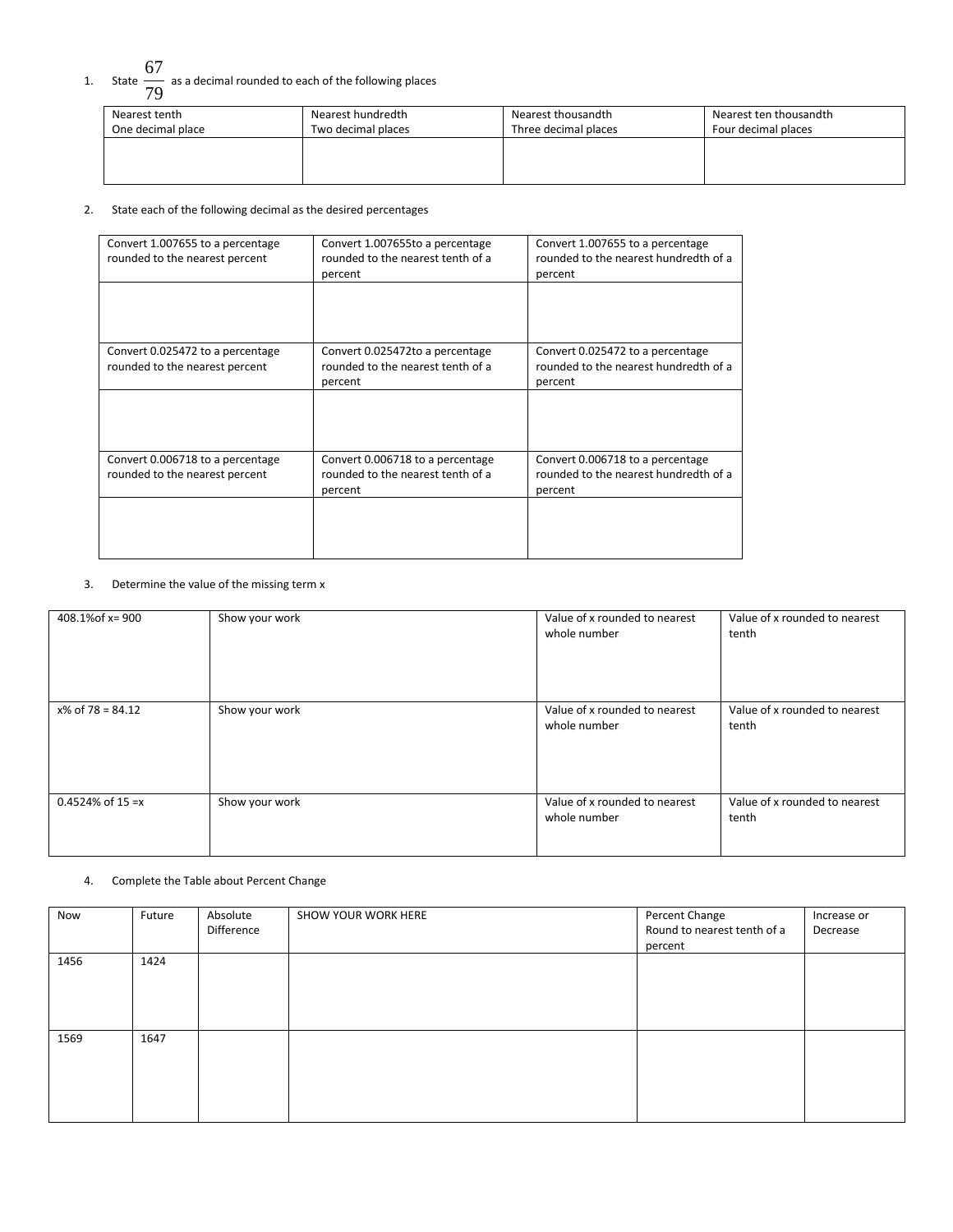1. State $\frac{67}{79}$ as a decimal rounded to each of the following places

| Nearest tenth<br>One decimal place | Nearest hundredth<br>Two decimal places | Nearest thousandth<br>Three decimal places | Nearest ten thousandth<br>Four decimal places |
|---|---|---|---|
| | | | |

2. State each of the following decimal as the desired percentages

| Convert 1.007655 to a percentage rounded to the nearest percent | Convert 1.007655to a percentage rounded to the nearest tenth of a percent | Convert 1.007655 to a percentage rounded to the nearest hundredth of a percent |
|---|---|---|
| | | |
| Convert 0.025472 to a percentage rounded to the nearest percent | Convert 0.025472to a percentage rounded to the nearest tenth of a percent | Convert 0.025472 to a percentage rounded to the nearest hundredth of a percent |
| | | |
| Convert 0.006718 to a percentage rounded to the nearest percent | Convert 0.006718 to a percentage rounded to the nearest tenth of a percent | Convert 0.006718 to a percentage rounded to the nearest hundredth of a percent |
| | | |

3. Determine the value of the missing term x

| | | | |
|---|---|---|---|
| 408.1%of x= 900 | Show your work | Value of x rounded to nearest whole number | Value of x rounded to nearest tenth |
| x% of 78 = 84.12 | Show your work | Value of x rounded to nearest whole number | Value of x rounded to nearest tenth |
| 0.4524% of 15 =x | Show your work | Value of x rounded to nearest whole number | Value of x rounded to nearest tenth |

4. Complete the Table about Percent Change

| Now | Future | Absolute Difference | SHOW YOUR WORK HERE | Percent Change Round to nearest tenth of a percent | Increase or Decrease |
|---|---|---|---|---|---|
| 1456 | 1424 | | | | |
| 1569 | 1647 | | | | |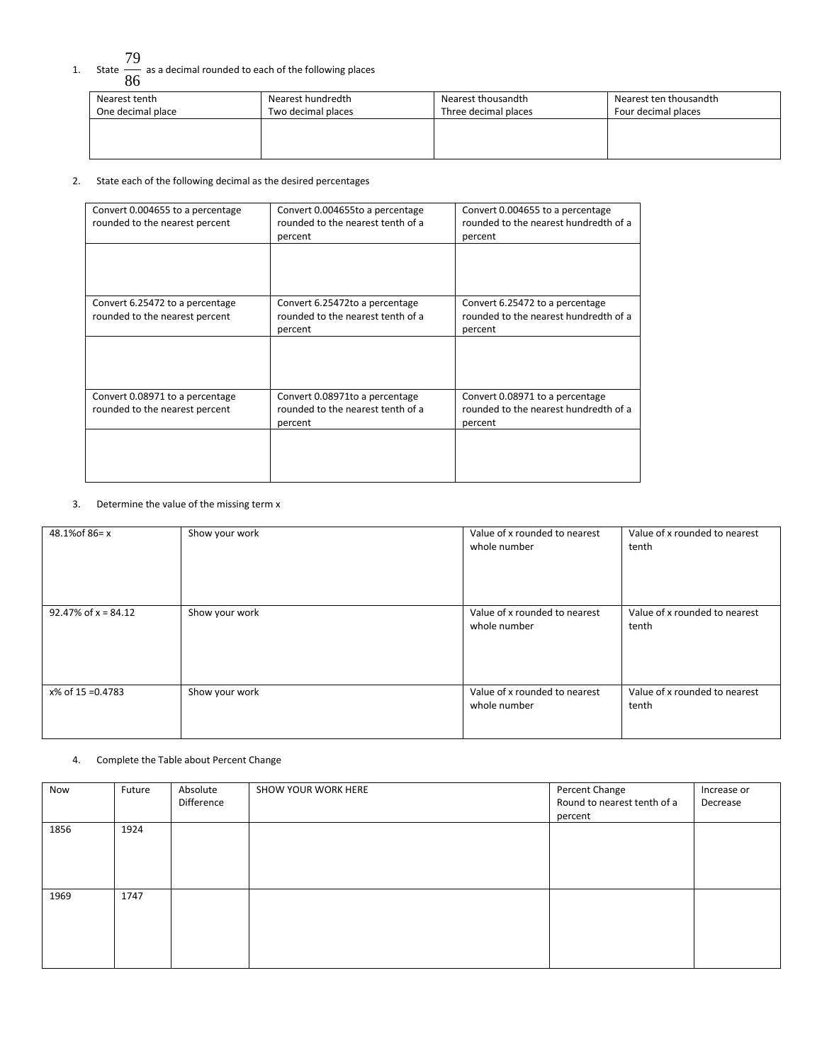1. State $\frac{79}{86}$ as a decimal rounded to each of the following places

| Nearest tenth<br>One decimal place | Nearest hundredth<br>Two decimal places | Nearest thousandth<br>Three decimal places | Nearest ten thousandth<br>Four decimal places |
|---|---|---|---|
| | | | |

2. State each of the following decimal as the desired percentages

| | | |
|---|---|---|
| Convert 0.004655 to a percentage rounded to the nearest percent | Convert 0.004655to a percentage rounded to the nearest tenth of a percent | Convert 0.004655 to a percentage rounded to the nearest hundredth of a percent |
| | | |
| Convert 6.25472 to a percentage rounded to the nearest percent | Convert 6.25472to a percentage rounded to the nearest tenth of a percent | Convert 6.25472 to a percentage rounded to the nearest hundredth of a percent |
| | | |
| Convert 0.08971 to a percentage rounded to the nearest percent | Convert 0.08971to a percentage rounded to the nearest tenth of a percent | Convert 0.08971 to a percentage rounded to the nearest hundredth of a percent |
| | | |

3. Determine the value of the missing term x

| | | | |
|---|---|---|---|
| 48.1%of 86= x | Show your work | Value of x rounded to nearest whole number | Value of x rounded to nearest tenth |
| 92.47% of x = 84.12 | Show your work | Value of x rounded to nearest whole number | Value of x rounded to nearest tenth |
| x% of 15 =0.4783 | Show your work | Value of x rounded to nearest whole number | Value of x rounded to nearest tenth |

4. Complete the Table about Percent Change

| Now | Future | Absolute Difference | SHOW YOUR WORK HERE | Percent Change Round to nearest tenth of a percent | Increase or Decrease |
|---|---|---|---|---|---|
| 1856 | 1924 | | | | |
| 1969 | 1747 | | | | |